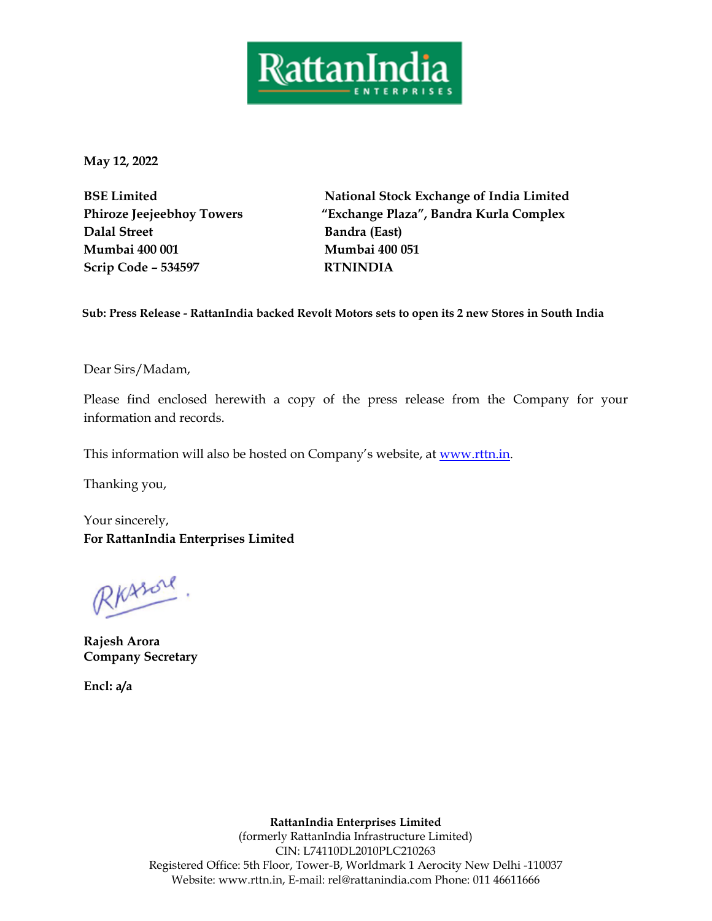**May 12, 2022**

**BSE Limited**
**Phiroze Jeejeebhoy Towers**
**Dalal Street**
**Mumbai 400 001**
**Scrip Code – 534597**

**National Stock Exchange of India Limited**
**"Exchange Plaza", Bandra Kurla Complex**
**Bandra (East)**
**Mumbai 400 051**
**RTNINDIA**

**Sub: Press Release - RattanIndia backed Revolt Motors sets to open its 2 new Stores in South India**

Dear Sirs/Madam,

Please find enclosed herewith a copy of the press release from the Company for your information and records.

This information will also be hosted on Company's website, at www.rttn.in.

Thanking you,

Your sincerely,
**For RattanIndia Enterprises Limited**

**Rajesh Arora**
**Company Secretary**

**Encl: a/a**

**RattanIndia Enterprises Limited**
(formerly RattanIndia Infrastructure Limited)
CIN: L74110DL2010PLC210263
Registered Office: 5th Floor, Tower-B, Worldmark 1 Aerocity New Delhi -110037
Website: www.rttn.in, E-mail: rel@rattanindia.com Phone: 011 46611666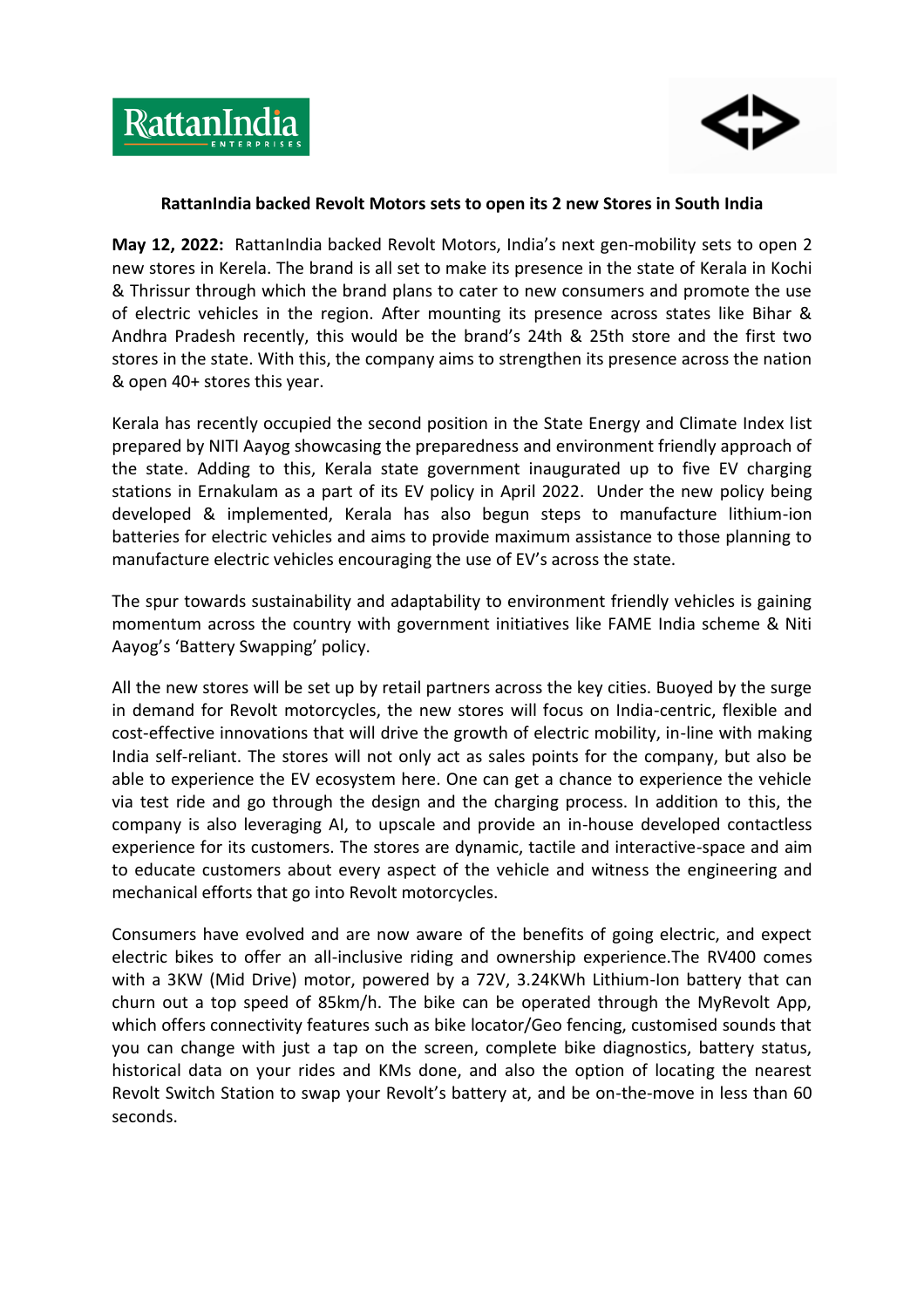**RattanIndia backed Revolt Motors sets to open its 2 new Stores in South India**

**May 12, 2022:** RattanIndia backed Revolt Motors, India's next gen-mobility sets to open 2 new stores in Kerela. The brand is all set to make its presence in the state of Kerala in Kochi & Thrissur through which the brand plans to cater to new consumers and promote the use of electric vehicles in the region. After mounting its presence across states like Bihar & Andhra Pradesh recently, this would be the brand's 24th & 25th store and the first two stores in the state. With this, the company aims to strengthen its presence across the nation & open 40+ stores this year.

Kerala has recently occupied the second position in the State Energy and Climate Index list prepared by NITI Aayog showcasing the preparedness and environment friendly approach of the state. Adding to this, Kerala state government inaugurated up to five EV charging stations in Ernakulam as a part of its EV policy in April 2022. Under the new policy being developed & implemented, Kerala has also begun steps to manufacture lithium-ion batteries for electric vehicles and aims to provide maximum assistance to those planning to manufacture electric vehicles encouraging the use of EV's across the state.

The spur towards sustainability and adaptability to environment friendly vehicles is gaining momentum across the country with government initiatives like FAME India scheme & Niti Aayog's 'Battery Swapping' policy.

All the new stores will be set up by retail partners across the key cities. Buoyed by the surge in demand for Revolt motorcycles, the new stores will focus on India-centric, flexible and cost-effective innovations that will drive the growth of electric mobility, in-line with making India self-reliant. The stores will not only act as sales points for the company, but also be able to experience the EV ecosystem here. One can get a chance to experience the vehicle via test ride and go through the design and the charging process. In addition to this, the company is also leveraging AI, to upscale and provide an in-house developed contactless experience for its customers. The stores are dynamic, tactile and interactive-space and aim to educate customers about every aspect of the vehicle and witness the engineering and mechanical efforts that go into Revolt motorcycles.

Consumers have evolved and are now aware of the benefits of going electric, and expect electric bikes to offer an all-inclusive riding and ownership experience.The RV400 comes with a 3KW (Mid Drive) motor, powered by a 72V, 3.24KWh Lithium-Ion battery that can churn out a top speed of 85km/h. The bike can be operated through the MyRevolt App, which offers connectivity features such as bike locator/Geo fencing, customised sounds that you can change with just a tap on the screen, complete bike diagnostics, battery status, historical data on your rides and KMs done, and also the option of locating the nearest Revolt Switch Station to swap your Revolt's battery at, and be on-the-move in less than 60 seconds.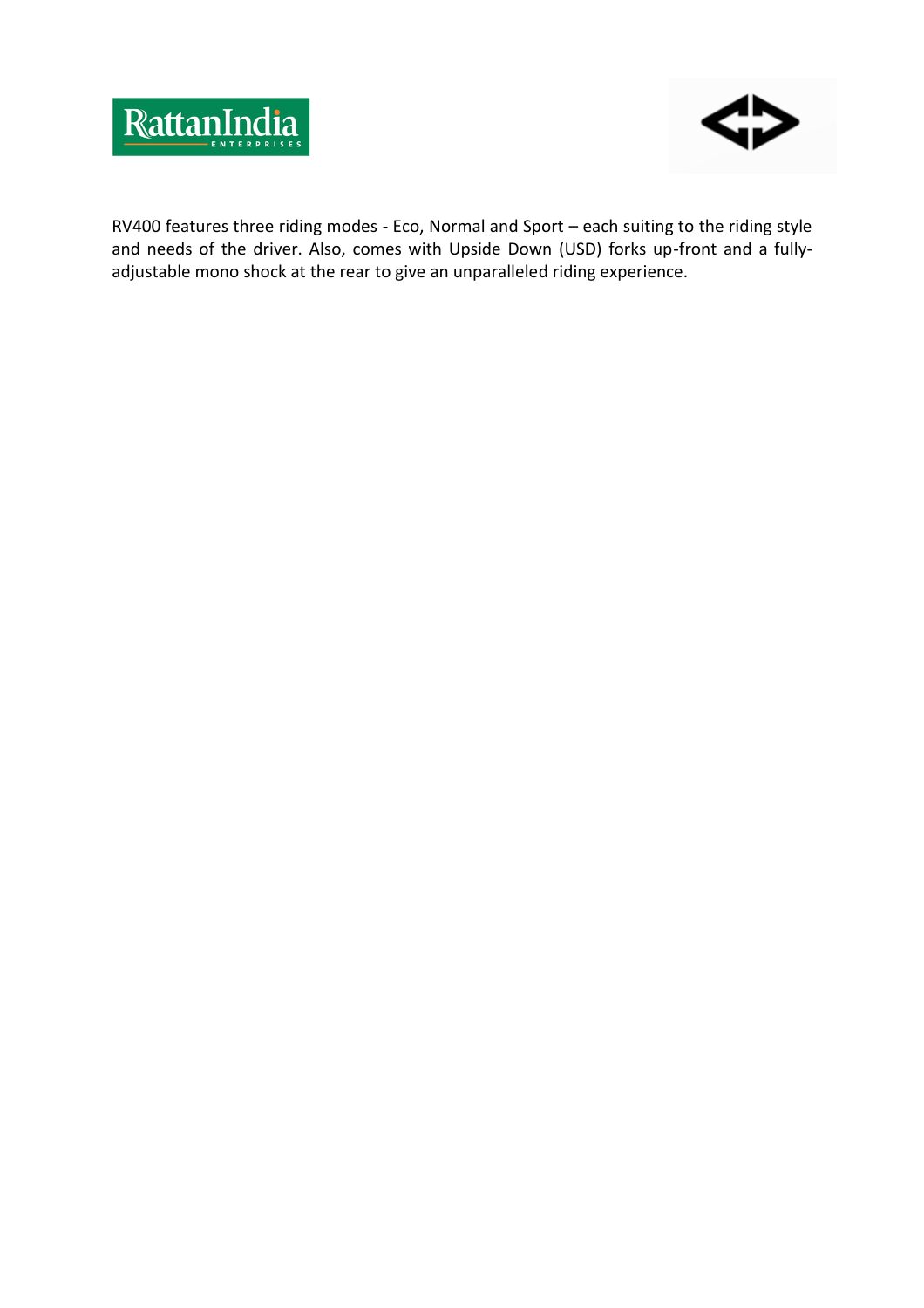RV400 features three riding modes - Eco, Normal and Sport – each suiting to the riding style and needs of the driver. Also, comes with Upside Down (USD) forks up-front and a fully-adjustable mono shock at the rear to give an unparalleled riding experience.